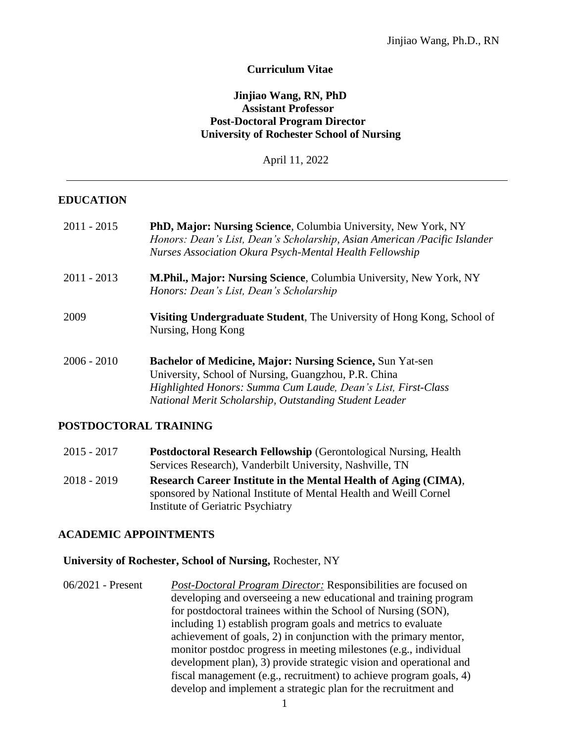# Curriculum Vitae

**Jinjiao Wang, RN, PhD**
**Assistant Professor**
**Post-Doctoral Program Director**
**University of Rochester School of Nursing**

April 11, 2022

---

## EDUCATION

2011 - 2015 **PhD, Major: Nursing Science**, Columbia University, New York, NY
*Honors: Dean's List, Dean's Scholarship, Asian American /Pacific Islander Nurses Association Okura Psych-Mental Health Fellowship*

2011 - 2013 **M.Phil., Major: Nursing Science**, Columbia University, New York, NY
*Honors: Dean's List, Dean's Scholarship*

2009 **Visiting Undergraduate Student**, The University of Hong Kong, School of Nursing, Hong Kong

2006 - 2010 **Bachelor of Medicine, Major: Nursing Science,** Sun Yat-sen University, School of Nursing, Guangzhou, P.R. China
*Highlighted Honors: Summa Cum Laude, Dean's List, First-Class National Merit Scholarship, Outstanding Student Leader*

## POSTDOCTORAL TRAINING

2015 - 2017 **Postdoctoral Research Fellowship** (Gerontological Nursing, Health Services Research), Vanderbilt University, Nashville, TN

2018 - 2019 **Research Career Institute in the Mental Health of Aging (CIMA)**, sponsored by National Institute of Mental Health and Weill Cornel Institute of Geriatric Psychiatry

## ACADEMIC APPOINTMENTS

**University of Rochester, School of Nursing,** Rochester, NY

06/2021 - Present *Post-Doctoral Program Director:* Responsibilities are focused on developing and overseeing a new educational and training program for postdoctoral trainees within the School of Nursing (SON), including 1) establish program goals and metrics to evaluate achievement of goals, 2) in conjunction with the primary mentor, monitor postdoc progress in meeting milestones (e.g., individual development plan), 3) provide strategic vision and operational and fiscal management (e.g., recruitment) to achieve program goals, 4) develop and implement a strategic plan for the recruitment and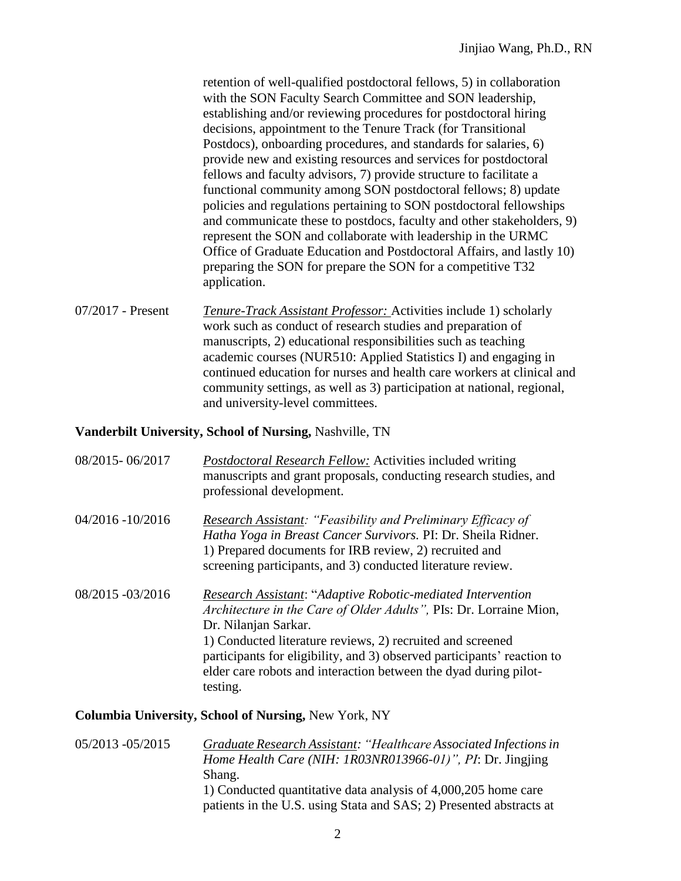retention of well-qualified postdoctoral fellows, 5) in collaboration with the SON Faculty Search Committee and SON leadership, establishing and/or reviewing procedures for postdoctoral hiring decisions, appointment to the Tenure Track (for Transitional Postdocs), onboarding procedures, and standards for salaries, 6) provide new and existing resources and services for postdoctoral fellows and faculty advisors, 7) provide structure to facilitate a functional community among SON postdoctoral fellows; 8) update policies and regulations pertaining to SON postdoctoral fellowships and communicate these to postdocs, faculty and other stakeholders, 9) represent the SON and collaborate with leadership in the URMC Office of Graduate Education and Postdoctoral Affairs, and lastly 10) preparing the SON for prepare the SON for a competitive T32 application.

07/2017 - Present — *Tenure-Track Assistant Professor:* Activities include 1) scholarly work such as conduct of research studies and preparation of manuscripts, 2) educational responsibilities such as teaching academic courses (NUR510: Applied Statistics I) and engaging in continued education for nurses and health care workers at clinical and community settings, as well as 3) participation at national, regional, and university-level committees.

**Vanderbilt University, School of Nursing,** Nashville, TN

08/2015- 06/2017 — *Postdoctoral Research Fellow:* Activities included writing manuscripts and grant proposals, conducting research studies, and professional development.

04/2016 -10/2016 — *Research Assistant: "Feasibility and Preliminary Efficacy of Hatha Yoga in Breast Cancer Survivors.* PI: Dr. Sheila Ridner. 1) Prepared documents for IRB review, 2) recruited and screening participants, and 3) conducted literature review.

08/2015 -03/2016 — *Research Assistant*: "*Adaptive Robotic-mediated Intervention Architecture in the Care of Older Adults",* PIs: Dr. Lorraine Mion, Dr. Nilanjan Sarkar.
1) Conducted literature reviews, 2) recruited and screened participants for eligibility, and 3) observed participants' reaction to elder care robots and interaction between the dyad during pilot-testing.

**Columbia University, School of Nursing,** New York, NY

05/2013 -05/2015 — *Graduate Research Assistant: "Healthcare Associated Infections in Home Health Care (NIH: 1R03NR013966-01)", PI*: Dr. Jingjing Shang.
1) Conducted quantitative data analysis of 4,000,205 home care patients in the U.S. using Stata and SAS; 2) Presented abstracts at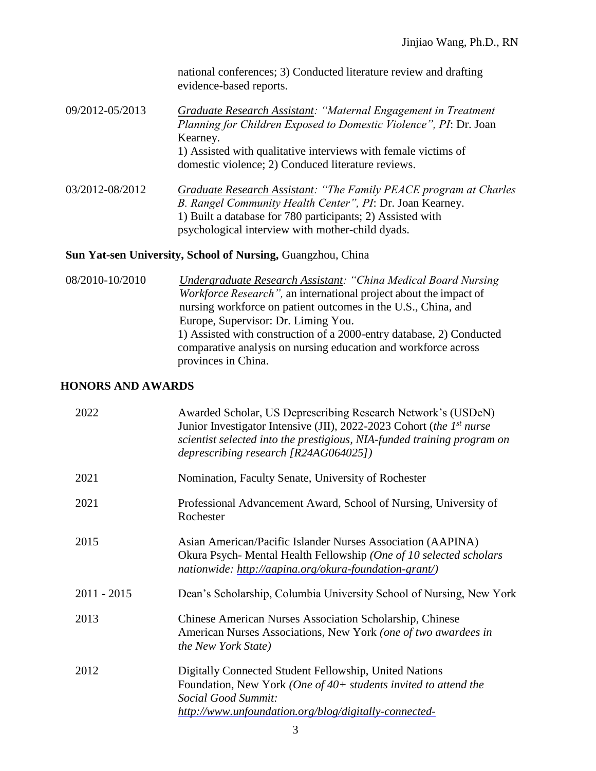national conferences; 3) Conducted literature review and drafting evidence-based reports.

09/2012-05/2013 — *Graduate Research Assistant: "Maternal Engagement in Treatment Planning for Children Exposed to Domestic Violence", PI*: Dr. Joan Kearney.
1) Assisted with qualitative interviews with female victims of domestic violence; 2) Conduced literature reviews.

03/2012-08/2012 — *Graduate Research Assistant: "The Family PEACE program at Charles B. Rangel Community Health Center", PI*: Dr. Joan Kearney.
1) Built a database for 780 participants; 2) Assisted with psychological interview with mother-child dyads.

**Sun Yat-sen University, School of Nursing,** Guangzhou, China

08/2010-10/2010 — *Undergraduate Research Assistant: "China Medical Board Nursing Workforce Research",* an international project about the impact of nursing workforce on patient outcomes in the U.S., China, and Europe, Supervisor: Dr. Liming You.
1) Assisted with construction of a 2000-entry database, 2) Conducted comparative analysis on nursing education and workforce across provinces in China.

## HONORS AND AWARDS

| Year | Honor/Award |
|---|---|
| 2022 | Awarded Scholar, US Deprescribing Research Network's (USDeN) Junior Investigator Intensive (JII), 2022-2023 Cohort (*the 1st nurse scientist selected into the prestigious, NIA-funded training program on deprescribing research [R24AG064025]*) |
| 2021 | Nomination, Faculty Senate, University of Rochester |
| 2021 | Professional Advancement Award, School of Nursing, University of Rochester |
| 2015 | Asian American/Pacific Islander Nurses Association (AAPINA) Okura Psych- Mental Health Fellowship *(One of 10 selected scholars nationwide: http://aapina.org/okura-foundation-grant/)* |
| 2011 - 2015 | Dean's Scholarship, Columbia University School of Nursing, New York |
| 2013 | Chinese American Nurses Association Scholarship, Chinese American Nurses Associations, New York *(one of two awardees in the New York State)* |
| 2012 | Digitally Connected Student Fellowship, United Nations Foundation, New York *(One of 40+ students invited to attend the Social Good Summit: http://www.unfoundation.org/blog/digitally-connected-* |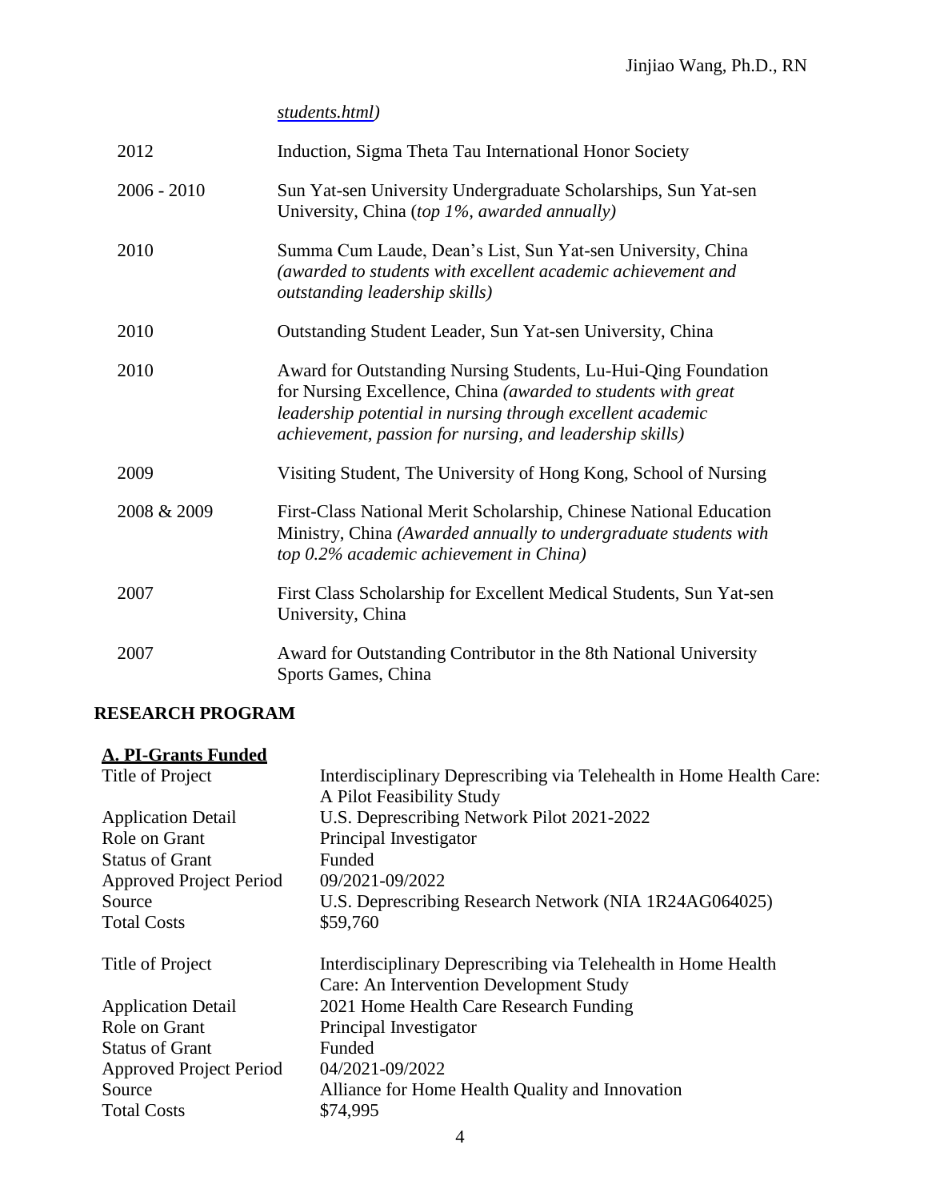*students.html)*

| | |
|---|---|
| 2012 | Induction, Sigma Theta Tau International Honor Society |
| 2006 - 2010 | Sun Yat-sen University Undergraduate Scholarships, Sun Yat-sen University, China (*top 1%, awarded annually)* |
| 2010 | Summa Cum Laude, Dean's List, Sun Yat-sen University, China *(awarded to students with excellent academic achievement and outstanding leadership skills)* |
| 2010 | Outstanding Student Leader, Sun Yat-sen University, China |
| 2010 | Award for Outstanding Nursing Students, Lu-Hui-Qing Foundation for Nursing Excellence, China *(awarded to students with great leadership potential in nursing through excellent academic achievement, passion for nursing, and leadership skills)* |
| 2009 | Visiting Student, The University of Hong Kong, School of Nursing |
| 2008 & 2009 | First-Class National Merit Scholarship, Chinese National Education Ministry, China *(Awarded annually to undergraduate students with top 0.2% academic achievement in China)* |
| 2007 | First Class Scholarship for Excellent Medical Students, Sun Yat-sen University, China |
| 2007 | Award for Outstanding Contributor in the 8th National University Sports Games, China |

## RESEARCH PROGRAM

### A. PI-Grants Funded

| | |
|---|---|
| Title of Project | Interdisciplinary Deprescribing via Telehealth in Home Health Care: A Pilot Feasibility Study |
| Application Detail | U.S. Deprescribing Network Pilot 2021-2022 |
| Role on Grant | Principal Investigator |
| Status of Grant | Funded |
| Approved Project Period | 09/2021-09/2022 |
| Source | U.S. Deprescribing Research Network (NIA 1R24AG064025) |
| Total Costs | $59,760 |

| | |
|---|---|
| Title of Project | Interdisciplinary Deprescribing via Telehealth in Home Health Care: An Intervention Development Study |
| Application Detail | 2021 Home Health Care Research Funding |
| Role on Grant | Principal Investigator |
| Status of Grant | Funded |
| Approved Project Period | 04/2021-09/2022 |
| Source | Alliance for Home Health Quality and Innovation |
| Total Costs | $74,995 |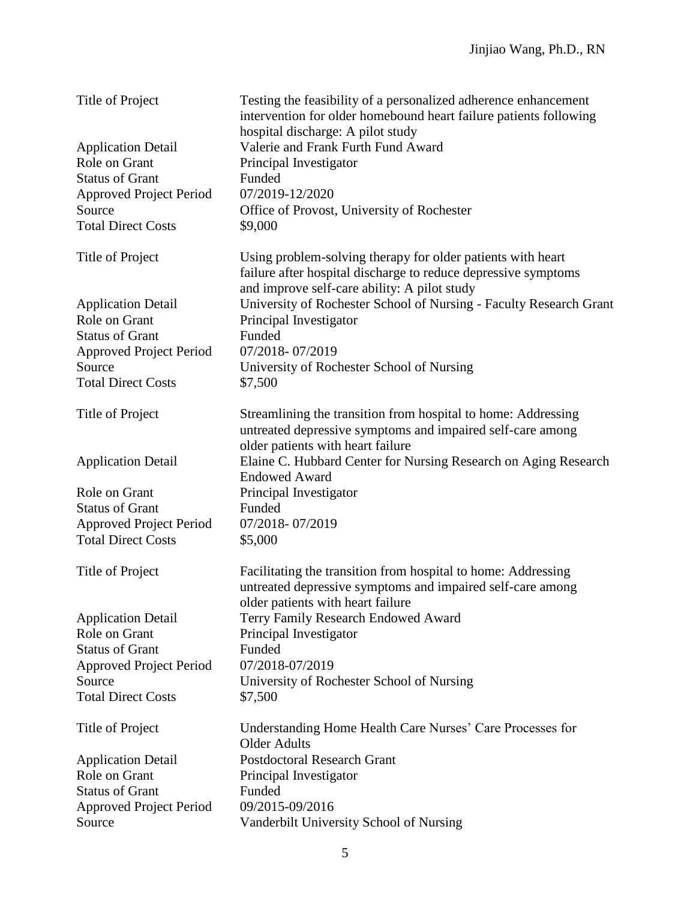| | |
|---|---|
| Title of Project | Testing the feasibility of a personalized adherence enhancement intervention for older homebound heart failure patients following hospital discharge: A pilot study |
| Application Detail | Valerie and Frank Furth Fund Award |
| Role on Grant | Principal Investigator |
| Status of Grant | Funded |
| Approved Project Period | 07/2019-12/2020 |
| Source | Office of Provost, University of Rochester |
| Total Direct Costs | $9,000 |

| | |
|---|---|
| Title of Project | Using problem-solving therapy for older patients with heart failure after hospital discharge to reduce depressive symptoms and improve self-care ability: A pilot study |
| Application Detail | University of Rochester School of Nursing - Faculty Research Grant |
| Role on Grant | Principal Investigator |
| Status of Grant | Funded |
| Approved Project Period | 07/2018- 07/2019 |
| Source | University of Rochester School of Nursing |
| Total Direct Costs | $7,500 |

| | |
|---|---|
| Title of Project | Streamlining the transition from hospital to home: Addressing untreated depressive symptoms and impaired self-care among older patients with heart failure |
| Application Detail | Elaine C. Hubbard Center for Nursing Research on Aging Research Endowed Award |
| Role on Grant | Principal Investigator |
| Status of Grant | Funded |
| Approved Project Period | 07/2018- 07/2019 |
| Total Direct Costs | $5,000 |

| | |
|---|---|
| Title of Project | Facilitating the transition from hospital to home: Addressing untreated depressive symptoms and impaired self-care among older patients with heart failure |
| Application Detail | Terry Family Research Endowed Award |
| Role on Grant | Principal Investigator |
| Status of Grant | Funded |
| Approved Project Period | 07/2018-07/2019 |
| Source | University of Rochester School of Nursing |
| Total Direct Costs | $7,500 |

| | |
|---|---|
| Title of Project | Understanding Home Health Care Nurses' Care Processes for Older Adults |
| Application Detail | Postdoctoral Research Grant |
| Role on Grant | Principal Investigator |
| Status of Grant | Funded |
| Approved Project Period | 09/2015-09/2016 |
| Source | Vanderbilt University School of Nursing |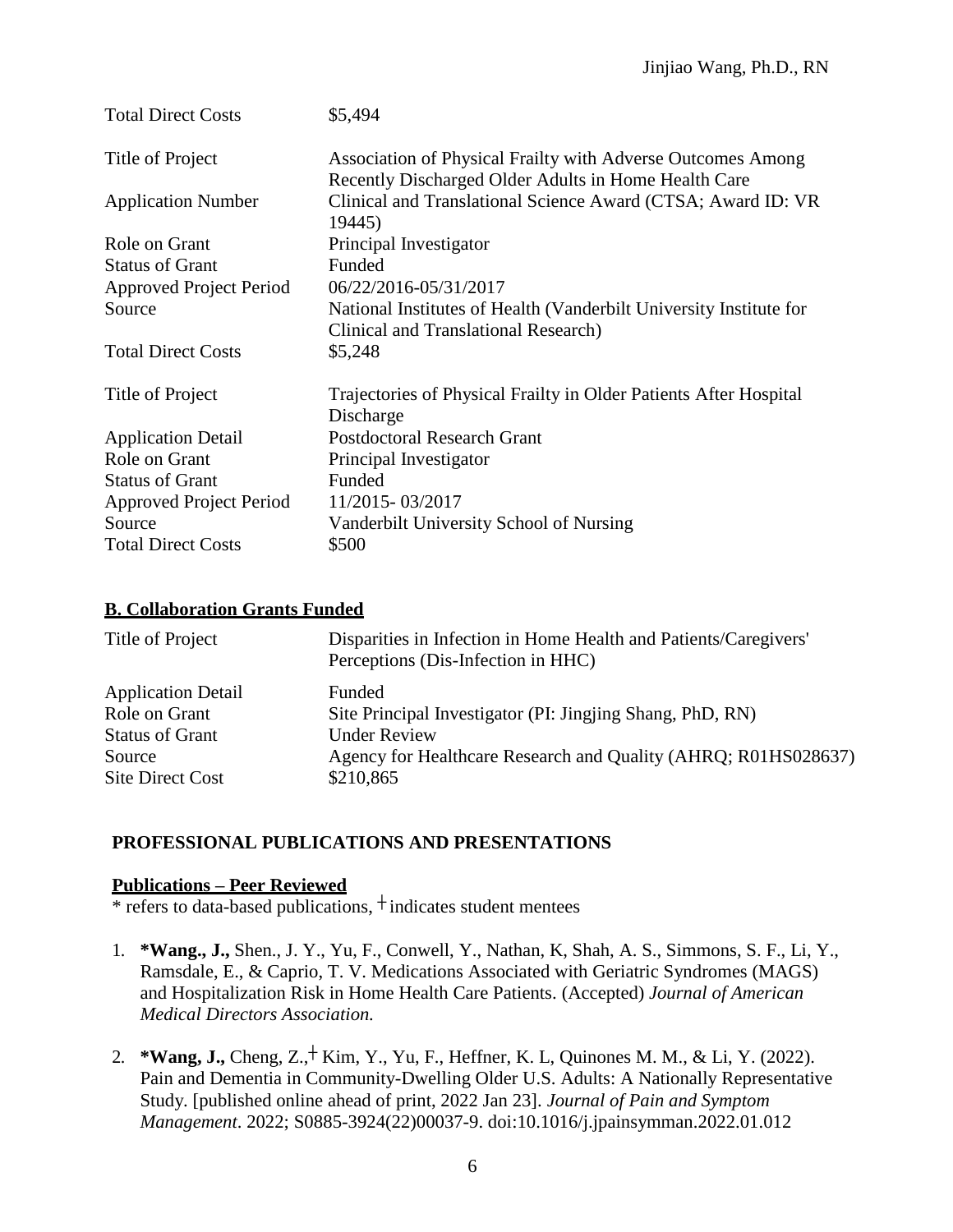| | |
|---|---|
| Total Direct Costs | $5,494 |

| | |
|---|---|
| Title of Project | Association of Physical Frailty with Adverse Outcomes Among Recently Discharged Older Adults in Home Health Care |
| Application Number | Clinical and Translational Science Award (CTSA; Award ID: VR 19445) |
| Role on Grant | Principal Investigator |
| Status of Grant | Funded |
| Approved Project Period | 06/22/2016-05/31/2017 |
| Source | National Institutes of Health (Vanderbilt University Institute for Clinical and Translational Research) |
| Total Direct Costs | $5,248 |

| | |
|---|---|
| Title of Project | Trajectories of Physical Frailty in Older Patients After Hospital Discharge |
| Application Detail | Postdoctoral Research Grant |
| Role on Grant | Principal Investigator |
| Status of Grant | Funded |
| Approved Project Period | 11/2015- 03/2017 |
| Source | Vanderbilt University School of Nursing |
| Total Direct Costs | $500 |

**B. Collaboration Grants Funded**

| | |
|---|---|
| Title of Project | Disparities in Infection in Home Health and Patients/Caregivers' Perceptions (Dis-Infection in HHC) |
| Application Detail | Funded |
| Role on Grant | Site Principal Investigator (PI: Jingjing Shang, PhD, RN) |
| Status of Grant | Under Review |
| Source | Agency for Healthcare Research and Quality (AHRQ; R01HS028637) |
| Site Direct Cost | $210,865 |

## PROFESSIONAL PUBLICATIONS AND PRESENTATIONS

**Publications – Peer Reviewed**

\* refers to data-based publications, ┼ indicates student mentees

1. **\*Wang., J.,** Shen., J. Y., Yu, F., Conwell, Y., Nathan, K, Shah, A. S., Simmons, S. F., Li, Y., Ramsdale, E., & Caprio, T. V. Medications Associated with Geriatric Syndromes (MAGS) and Hospitalization Risk in Home Health Care Patients. (Accepted) *Journal of American Medical Directors Association.*

2. **\*Wang, J.,** Cheng, Z.,┼ Kim, Y., Yu, F., Heffner, K. L, Quinones M. M., & Li, Y. (2022). Pain and Dementia in Community-Dwelling Older U.S. Adults: A Nationally Representative Study. [published online ahead of print, 2022 Jan 23]. *Journal of Pain and Symptom Management*. 2022; S0885-3924(22)00037-9. doi:10.1016/j.jpainsymman.2022.01.012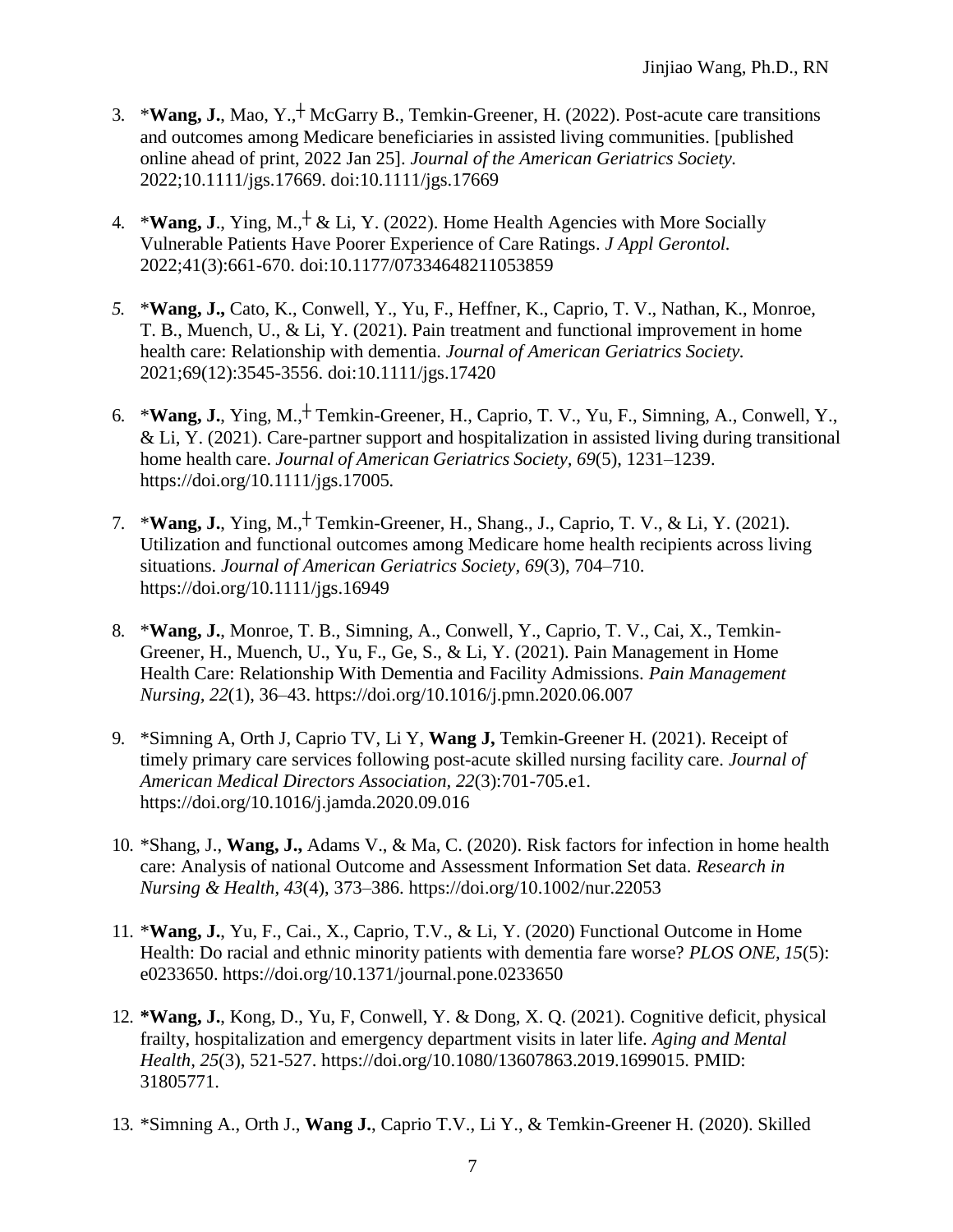3. *__Wang, J.__, Mao, Y.,† McGarry B., Temkin-Greener, H. (2022). Post-acute care transitions and outcomes among Medicare beneficiaries in assisted living communities. [published online ahead of print, 2022 Jan 25]. *Journal of the American Geriatrics Society.* 2022;10.1111/jgs.17669. doi:10.1111/jgs.17669

4. *__Wang, J__., Ying, M.,† & Li, Y. (2022). Home Health Agencies with More Socially Vulnerable Patients Have Poorer Experience of Care Ratings. *J Appl Gerontol.* 2022;41(3):661-670. doi:10.1177/07334648211053859

5. *__Wang, J.,__ Cato, K., Conwell, Y., Yu, F., Heffner, K., Caprio, T. V., Nathan, K., Monroe, T. B., Muench, U., & Li, Y. (2021). Pain treatment and functional improvement in home health care: Relationship with dementia. *Journal of American Geriatrics Society.* 2021;69(12):3545-3556. doi:10.1111/jgs.17420

6. *__Wang, J.__, Ying, M.,† Temkin-Greener, H., Caprio, T. V., Yu, F., Simning, A., Conwell, Y., & Li, Y. (2021). Care-partner support and hospitalization in assisted living during transitional home health care. *Journal of American Geriatrics Society, 69*(5), 1231–1239. https://doi.org/10.1111/jgs.17005.

7. *__Wang, J.__, Ying, M.,† Temkin-Greener, H., Shang., J., Caprio, T. V., & Li, Y. (2021). Utilization and functional outcomes among Medicare home health recipients across living situations. *Journal of American Geriatrics Society, 69*(3), 704–710. https://doi.org/10.1111/jgs.16949

8. *__Wang, J.__, Monroe, T. B., Simning, A., Conwell, Y., Caprio, T. V., Cai, X., Temkin-Greener, H., Muench, U., Yu, F., Ge, S., & Li, Y. (2021). Pain Management in Home Health Care: Relationship With Dementia and Facility Admissions. *Pain Management Nursing, 22*(1), 36–43. https://doi.org/10.1016/j.pmn.2020.06.007

9. *Simning A, Orth J, Caprio TV, Li Y, __Wang J,__ Temkin-Greener H. (2021). Receipt of timely primary care services following post-acute skilled nursing facility care. *Journal of American Medical Directors Association, 22*(3):701-705.e1. https://doi.org/10.1016/j.jamda.2020.09.016

10. *Shang, J., __Wang, J.,__ Adams V., & Ma, C. (2020). Risk factors for infection in home health care: Analysis of national Outcome and Assessment Information Set data. *Research in Nursing & Health, 43*(4), 373–386. https://doi.org/10.1002/nur.22053

11. *__Wang, J.__, Yu, F., Cai., X., Caprio, T.V., & Li, Y. (2020) Functional Outcome in Home Health: Do racial and ethnic minority patients with dementia fare worse? *PLOS ONE, 15*(5): e0233650. https://doi.org/10.1371/journal.pone.0233650

12. __*Wang, J.__, Kong, D., Yu, F, Conwell, Y. & Dong, X. Q. (2021). Cognitive deficit, physical frailty, hospitalization and emergency department visits in later life. *Aging and Mental Health, 25*(3), 521-527. https://doi.org/10.1080/13607863.2019.1699015. PMID: 31805771.

13. *Simning A., Orth J., __Wang J.__, Caprio T.V., Li Y., & Temkin-Greener H. (2020). Skilled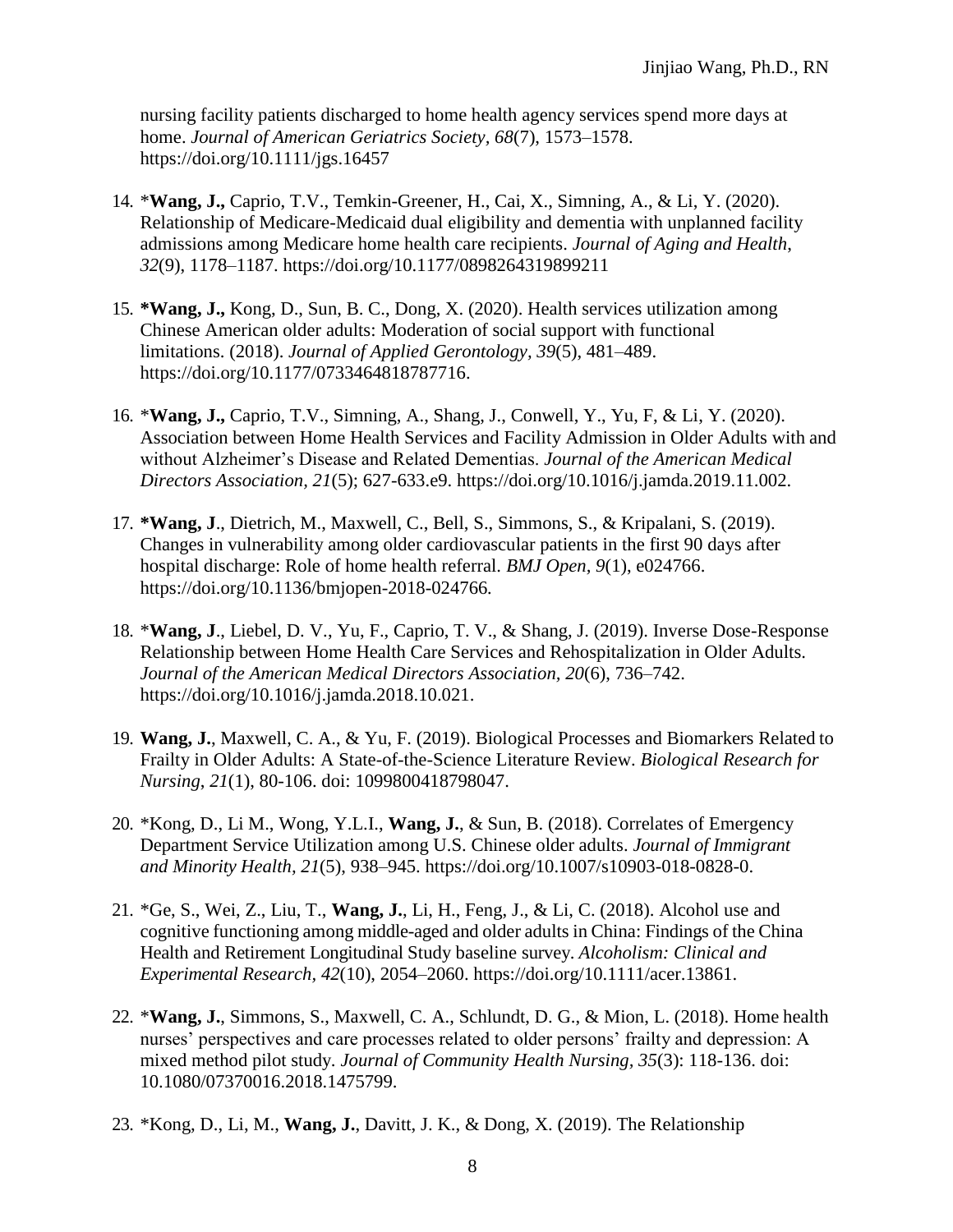nursing facility patients discharged to home health agency services spend more days at home. *Journal of American Geriatrics Society, 68*(7), 1573–1578. https://doi.org/10.1111/jgs.16457

14. \***Wang, J.,** Caprio, T.V., Temkin-Greener, H., Cai, X., Simning, A., & Li, Y. (2020). Relationship of Medicare-Medicaid dual eligibility and dementia with unplanned facility admissions among Medicare home health care recipients. *Journal of Aging and Health*, *32*(9), 1178–1187. https://doi.org/10.1177/0898264319899211

15. **\*Wang, J.,** Kong, D., Sun, B. C., Dong, X. (2020). Health services utilization among Chinese American older adults: Moderation of social support with functional limitations. (2018). *Journal of Applied Gerontology, 39*(5), 481–489. https://doi.org/10.1177/0733464818787716.

16. \***Wang, J.,** Caprio, T.V., Simning, A., Shang, J., Conwell, Y., Yu, F, & Li, Y. (2020). Association between Home Health Services and Facility Admission in Older Adults with and without Alzheimer's Disease and Related Dementias. *Journal of the American Medical Directors Association, 21*(5); 627-633.e9. https://doi.org/10.1016/j.jamda.2019.11.002.

17. **\*Wang, J**., Dietrich, M., Maxwell, C., Bell, S., Simmons, S., & Kripalani, S. (2019). Changes in vulnerability among older cardiovascular patients in the first 90 days after hospital discharge: Role of home health referral. *BMJ Open*, *9*(1), e024766. https://doi.org/10.1136/bmjopen-2018-024766.

18. \***Wang, J**., Liebel, D. V., Yu, F., Caprio, T. V., & Shang, J. (2019). Inverse Dose-Response Relationship between Home Health Care Services and Rehospitalization in Older Adults. *Journal of the American Medical Directors Association, 20*(6), 736–742. https://doi.org/10.1016/j.jamda.2018.10.021.

19. **Wang, J.**, Maxwell, C. A., & Yu, F. (2019). Biological Processes and Biomarkers Related to Frailty in Older Adults: A State-of-the-Science Literature Review. *Biological Research for Nursing*, *21*(1), 80-106. doi: 1099800418798047.

20. \*Kong, D., Li M., Wong, Y.L.I., **Wang, J.**, & Sun, B. (2018). Correlates of Emergency Department Service Utilization among U.S. Chinese older adults. *Journal of Immigrant and Minority Health, 21*(5), 938–945. https://doi.org/10.1007/s10903-018-0828-0.

21. \*Ge, S., Wei, Z., Liu, T., **Wang, J.**, Li, H., Feng, J., & Li, C. (2018). Alcohol use and cognitive functioning among middle-aged and older adults in China: Findings of the China Health and Retirement Longitudinal Study baseline survey. *Alcoholism: Clinical and Experimental Research*, *42*(10), 2054–2060. https://doi.org/10.1111/acer.13861.

22. \***Wang, J.**, Simmons, S., Maxwell, C. A., Schlundt, D. G., & Mion, L. (2018). Home health nurses' perspectives and care processes related to older persons' frailty and depression: A mixed method pilot study. *Journal of Community Health Nursing, 35*(3): 118-136. doi: 10.1080/07370016.2018.1475799.

23. \*Kong, D., Li, M., **Wang, J.**, Davitt, J. K., & Dong, X. (2019). The Relationship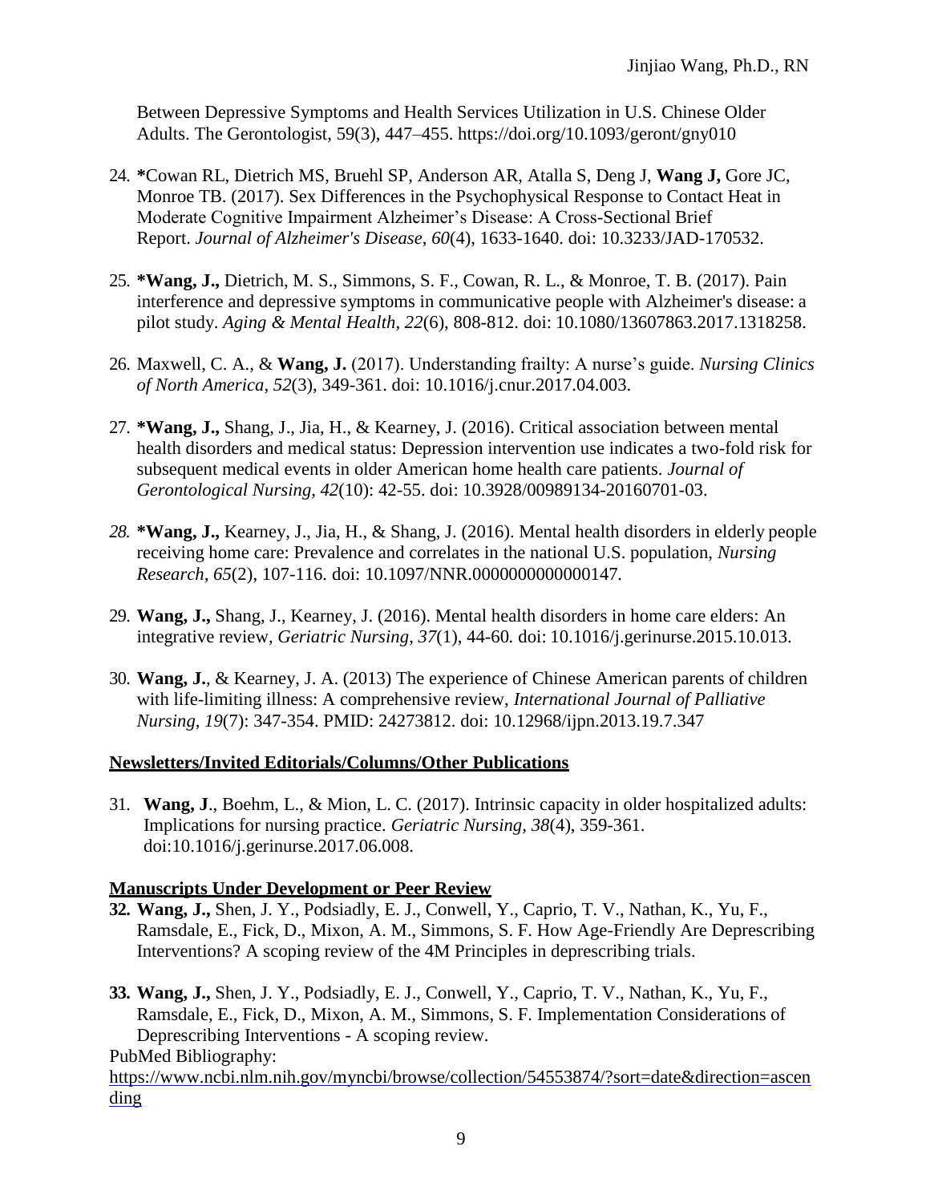Between Depressive Symptoms and Health Services Utilization in U.S. Chinese Older Adults. The Gerontologist, 59(3), 447–455. https://doi.org/10.1093/geront/gny010

24. *Cowan RL, Dietrich MS, Bruehl SP, Anderson AR, Atalla S, Deng J, **Wang J,** Gore JC, Monroe TB. (2017). Sex Differences in the Psychophysical Response to Contact Heat in Moderate Cognitive Impairment Alzheimer's Disease: A Cross-Sectional Brief Report. *Journal of Alzheimer's Disease*, *60*(4), 1633-1640. doi: 10.3233/JAD-170532.

25. ***Wang, J.,** Dietrich, M. S., Simmons, S. F., Cowan, R. L., & Monroe, T. B. (2017). Pain interference and depressive symptoms in communicative people with Alzheimer's disease: a pilot study. *Aging & Mental Health, 22*(6), 808-812. doi: 10.1080/13607863.2017.1318258.

26. Maxwell, C. A., & **Wang, J.** (2017). Understanding frailty: A nurse's guide. *Nursing Clinics of North America*, *52*(3), 349-361. doi: 10.1016/j.cnur.2017.04.003.

27. ***Wang, J.,** Shang, J., Jia, H., & Kearney, J. (2016). Critical association between mental health disorders and medical status: Depression intervention use indicates a two-fold risk for subsequent medical events in older American home health care patients. *Journal of Gerontological Nursing, 42*(10): 42-55. doi: 10.3928/00989134-20160701-03.

28. ***Wang, J.,** Kearney, J., Jia, H., & Shang, J. (2016). Mental health disorders in elderly people receiving home care: Prevalence and correlates in the national U.S. population, *Nursing Research*, *65*(2), 107-116. doi: 10.1097/NNR.0000000000000147.

29. **Wang, J.,** Shang, J., Kearney, J. (2016). Mental health disorders in home care elders: An integrative review, *Geriatric Nursing*, *37*(1), 44-60*.* doi: 10.1016/j.gerinurse.2015.10.013.

30. **Wang, J.**, & Kearney, J. A. (2013) The experience of Chinese American parents of children with life-limiting illness: A comprehensive review, *International Journal of Palliative Nursing, 19*(7): 347-354. PMID: 24273812. doi: 10.12968/ijpn.2013.19.7.347

**Newsletters/Invited Editorials/Columns/Other Publications**

31. **Wang, J**., Boehm, L., & Mion, L. C. (2017). Intrinsic capacity in older hospitalized adults: Implications for nursing practice. *Geriatric Nursing, 38*(4), 359-361. doi:10.1016/j.gerinurse.2017.06.008.

**Manuscripts Under Development or Peer Review**

32. **Wang, J.,** Shen, J. Y., Podsiadly, E. J., Conwell, Y., Caprio, T. V., Nathan, K., Yu, F., Ramsdale, E., Fick, D., Mixon, A. M., Simmons, S. F. How Age-Friendly Are Deprescribing Interventions? A scoping review of the 4M Principles in deprescribing trials.

33. **Wang, J.,** Shen, J. Y., Podsiadly, E. J., Conwell, Y., Caprio, T. V., Nathan, K., Yu, F., Ramsdale, E., Fick, D., Mixon, A. M., Simmons, S. F. Implementation Considerations of Deprescribing Interventions - A scoping review.

PubMed Bibliography: https://www.ncbi.nlm.nih.gov/myncbi/browse/collection/54553874/?sort=date&direction=ascending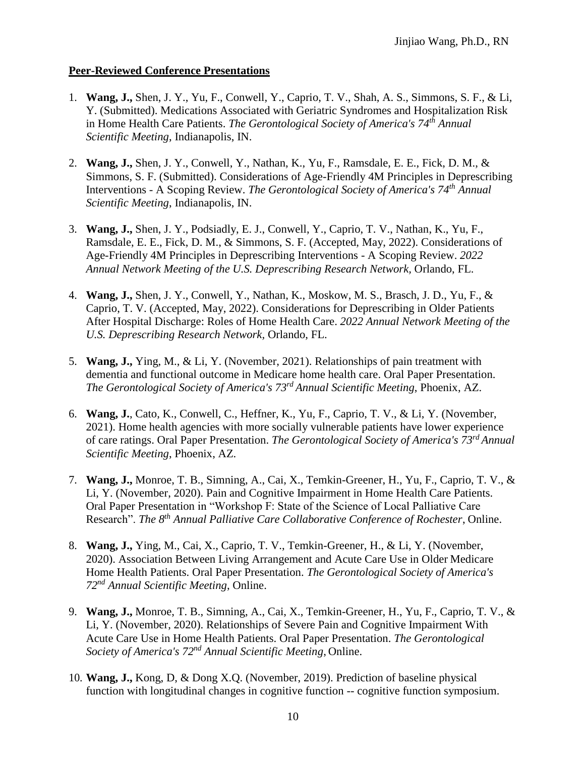**Peer-Reviewed Conference Presentations**

1. **Wang, J.,** Shen, J. Y., Yu, F., Conwell, Y., Caprio, T. V., Shah, A. S., Simmons, S. F., & Li, Y. (Submitted). Medications Associated with Geriatric Syndromes and Hospitalization Risk in Home Health Care Patients. *The Gerontological Society of America's 74th Annual Scientific Meeting*, Indianapolis, IN.

2. **Wang, J.,** Shen, J. Y., Conwell, Y., Nathan, K., Yu, F., Ramsdale, E. E., Fick, D. M., & Simmons, S. F. (Submitted). Considerations of Age-Friendly 4M Principles in Deprescribing Interventions - A Scoping Review. *The Gerontological Society of America's 74th Annual Scientific Meeting*, Indianapolis, IN.

3. **Wang, J.,** Shen, J. Y., Podsiadly, E. J., Conwell, Y., Caprio, T. V., Nathan, K., Yu, F., Ramsdale, E. E., Fick, D. M., & Simmons, S. F. (Accepted, May, 2022). Considerations of Age-Friendly 4M Principles in Deprescribing Interventions - A Scoping Review. *2022 Annual Network Meeting of the U.S. Deprescribing Research Network*, Orlando, FL.

4. **Wang, J.,** Shen, J. Y., Conwell, Y., Nathan, K., Moskow, M. S., Brasch, J. D., Yu, F., & Caprio, T. V. (Accepted, May, 2022). Considerations for Deprescribing in Older Patients After Hospital Discharge: Roles of Home Health Care. *2022 Annual Network Meeting of the U.S. Deprescribing Research Network*, Orlando, FL.

5. **Wang, J.,** Ying, M., & Li, Y. (November, 2021). Relationships of pain treatment with dementia and functional outcome in Medicare home health care. Oral Paper Presentation. *The Gerontological Society of America's 73rd Annual Scientific Meeting*, Phoenix, AZ.

6. **Wang, J.**, Cato, K., Conwell, C., Heffner, K., Yu, F., Caprio, T. V., & Li, Y. (November, 2021). Home health agencies with more socially vulnerable patients have lower experience of care ratings. Oral Paper Presentation. *The Gerontological Society of America's 73rd Annual Scientific Meeting*, Phoenix, AZ.

7. **Wang, J.,** Monroe, T. B., Simning, A., Cai, X., Temkin-Greener, H., Yu, F., Caprio, T. V., & Li, Y. (November, 2020). Pain and Cognitive Impairment in Home Health Care Patients. Oral Paper Presentation in "Workshop F: State of the Science of Local Palliative Care Research". *The 8th Annual Palliative Care Collaborative Conference of Rochester*, Online.

8. **Wang, J.,** Ying, M., Cai, X., Caprio, T. V., Temkin-Greener, H., & Li, Y. (November, 2020). Association Between Living Arrangement and Acute Care Use in Older Medicare Home Health Patients. Oral Paper Presentation. *The Gerontological Society of America's 72nd Annual Scientific Meeting*, Online.

9. **Wang, J.,** Monroe, T. B., Simning, A., Cai, X., Temkin-Greener, H., Yu, F., Caprio, T. V., & Li, Y. (November, 2020). Relationships of Severe Pain and Cognitive Impairment With Acute Care Use in Home Health Patients. Oral Paper Presentation. *The Gerontological Society of America's 72nd Annual Scientific Meeting,* Online.

10. **Wang, J.,** Kong, D, & Dong X.Q. (November, 2019). Prediction of baseline physical function with longitudinal changes in cognitive function -- cognitive function symposium.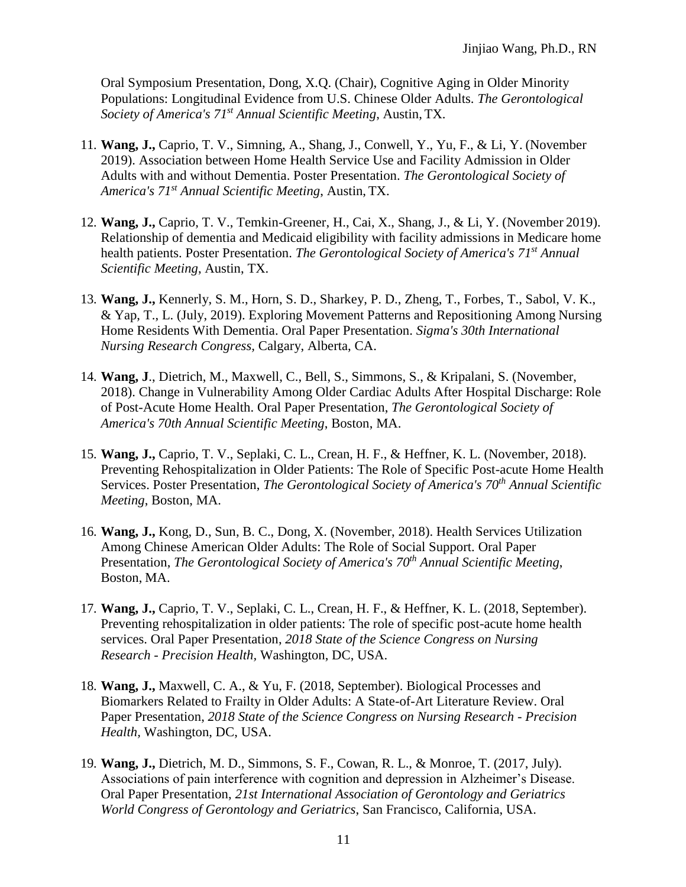Oral Symposium Presentation, Dong, X.Q. (Chair), Cognitive Aging in Older Minority Populations: Longitudinal Evidence from U.S. Chinese Older Adults. *The Gerontological Society of America's 71st Annual Scientific Meeting*, Austin, TX.

11. **Wang, J.,** Caprio, T. V., Simning, A., Shang, J., Conwell, Y., Yu, F., & Li, Y. (November 2019). Association between Home Health Service Use and Facility Admission in Older Adults with and without Dementia. Poster Presentation. *The Gerontological Society of America's 71st Annual Scientific Meeting*, Austin, TX.

12. **Wang, J.,** Caprio, T. V., Temkin-Greener, H., Cai, X., Shang, J., & Li, Y. (November 2019). Relationship of dementia and Medicaid eligibility with facility admissions in Medicare home health patients. Poster Presentation. *The Gerontological Society of America's 71st Annual Scientific Meeting*, Austin, TX.

13. **Wang, J.,** Kennerly, S. M., Horn, S. D., Sharkey, P. D., Zheng, T., Forbes, T., Sabol, V. K., & Yap, T., L. (July, 2019). Exploring Movement Patterns and Repositioning Among Nursing Home Residents With Dementia. Oral Paper Presentation. *Sigma's 30th International Nursing Research Congress,* Calgary, Alberta, CA.

14. **Wang, J**., Dietrich, M., Maxwell, C., Bell, S., Simmons, S., & Kripalani, S. (November, 2018). Change in Vulnerability Among Older Cardiac Adults After Hospital Discharge: Role of Post-Acute Home Health. Oral Paper Presentation, *The Gerontological Society of America's 70th Annual Scientific Meeting*, Boston, MA.

15. **Wang, J.,** Caprio, T. V., Seplaki, C. L., Crean, H. F., & Heffner, K. L. (November, 2018). Preventing Rehospitalization in Older Patients: The Role of Specific Post-acute Home Health Services. Poster Presentation, *The Gerontological Society of America's 70th Annual Scientific Meeting*, Boston, MA.

16. **Wang, J.,** Kong, D., Sun, B. C., Dong, X. (November, 2018). Health Services Utilization Among Chinese American Older Adults: The Role of Social Support. Oral Paper Presentation, *The Gerontological Society of America's 70th Annual Scientific Meeting*, Boston, MA.

17. **Wang, J.,** Caprio, T. V., Seplaki, C. L., Crean, H. F., & Heffner, K. L. (2018, September). Preventing rehospitalization in older patients: The role of specific post-acute home health services. Oral Paper Presentation, *2018 State of the Science Congress on Nursing Research - Precision Health,* Washington, DC, USA.

18. **Wang, J.,** Maxwell, C. A., & Yu, F. (2018, September). Biological Processes and Biomarkers Related to Frailty in Older Adults: A State-of-Art Literature Review. Oral Paper Presentation, *2018 State of the Science Congress on Nursing Research - Precision Health,* Washington, DC, USA.

19. **Wang, J.,** Dietrich, M. D., Simmons, S. F., Cowan, R. L., & Monroe, T. (2017, July). Associations of pain interference with cognition and depression in Alzheimer's Disease. Oral Paper Presentation, *21st International Association of Gerontology and Geriatrics World Congress of Gerontology and Geriatrics*, San Francisco, California, USA.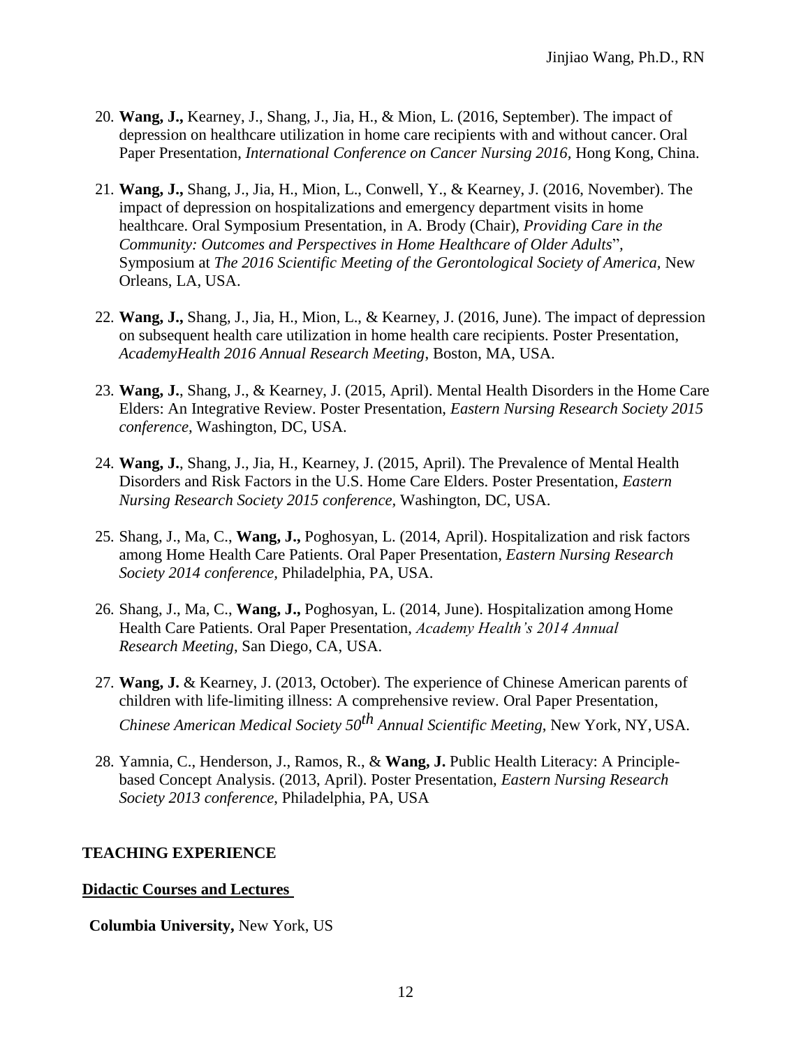20. **Wang, J.,** Kearney, J., Shang, J., Jia, H., & Mion, L. (2016, September). The impact of depression on healthcare utilization in home care recipients with and without cancer. Oral Paper Presentation, *International Conference on Cancer Nursing 2016,* Hong Kong, China.

21. **Wang, J.,** Shang, J., Jia, H., Mion, L., Conwell, Y., & Kearney, J. (2016, November). The impact of depression on hospitalizations and emergency department visits in home healthcare. Oral Symposium Presentation, in A. Brody (Chair), *Providing Care in the Community: Outcomes and Perspectives in Home Healthcare of Older Adults*", Symposium at *The 2016 Scientific Meeting of the Gerontological Society of America,* New Orleans, LA, USA.

22. **Wang, J.,** Shang, J., Jia, H., Mion, L., & Kearney, J. (2016, June). The impact of depression on subsequent health care utilization in home health care recipients. Poster Presentation, *AcademyHealth 2016 Annual Research Meeting*, Boston, MA, USA.

23. **Wang, J.**, Shang, J., & Kearney, J. (2015, April). Mental Health Disorders in the Home Care Elders: An Integrative Review. Poster Presentation, *Eastern Nursing Research Society 2015 conference,* Washington, DC, USA.

24. **Wang, J.**, Shang, J., Jia, H., Kearney, J. (2015, April). The Prevalence of Mental Health Disorders and Risk Factors in the U.S. Home Care Elders. Poster Presentation, *Eastern Nursing Research Society 2015 conference,* Washington, DC, USA.

25. Shang, J., Ma, C., **Wang, J.,** Poghosyan, L. (2014, April). Hospitalization and risk factors among Home Health Care Patients. Oral Paper Presentation, *Eastern Nursing Research Society 2014 conference,* Philadelphia, PA, USA.

26. Shang, J., Ma, C., **Wang, J.,** Poghosyan, L. (2014, June). Hospitalization among Home Health Care Patients. Oral Paper Presentation, *Academy Health's 2014 Annual Research Meeting*, San Diego, CA, USA.

27. **Wang, J.** & Kearney, J. (2013, October). The experience of Chinese American parents of children with life-limiting illness: A comprehensive review. Oral Paper Presentation, *Chinese American Medical Society 50th Annual Scientific Meeting*, New York, NY, USA.

28. Yamnia, C., Henderson, J., Ramos, R., & **Wang, J.** Public Health Literacy: A Principle-based Concept Analysis. (2013, April). Poster Presentation, *Eastern Nursing Research Society 2013 conference*, Philadelphia, PA, USA

## TEACHING EXPERIENCE

### Didactic Courses and Lectures

**Columbia University,** New York, US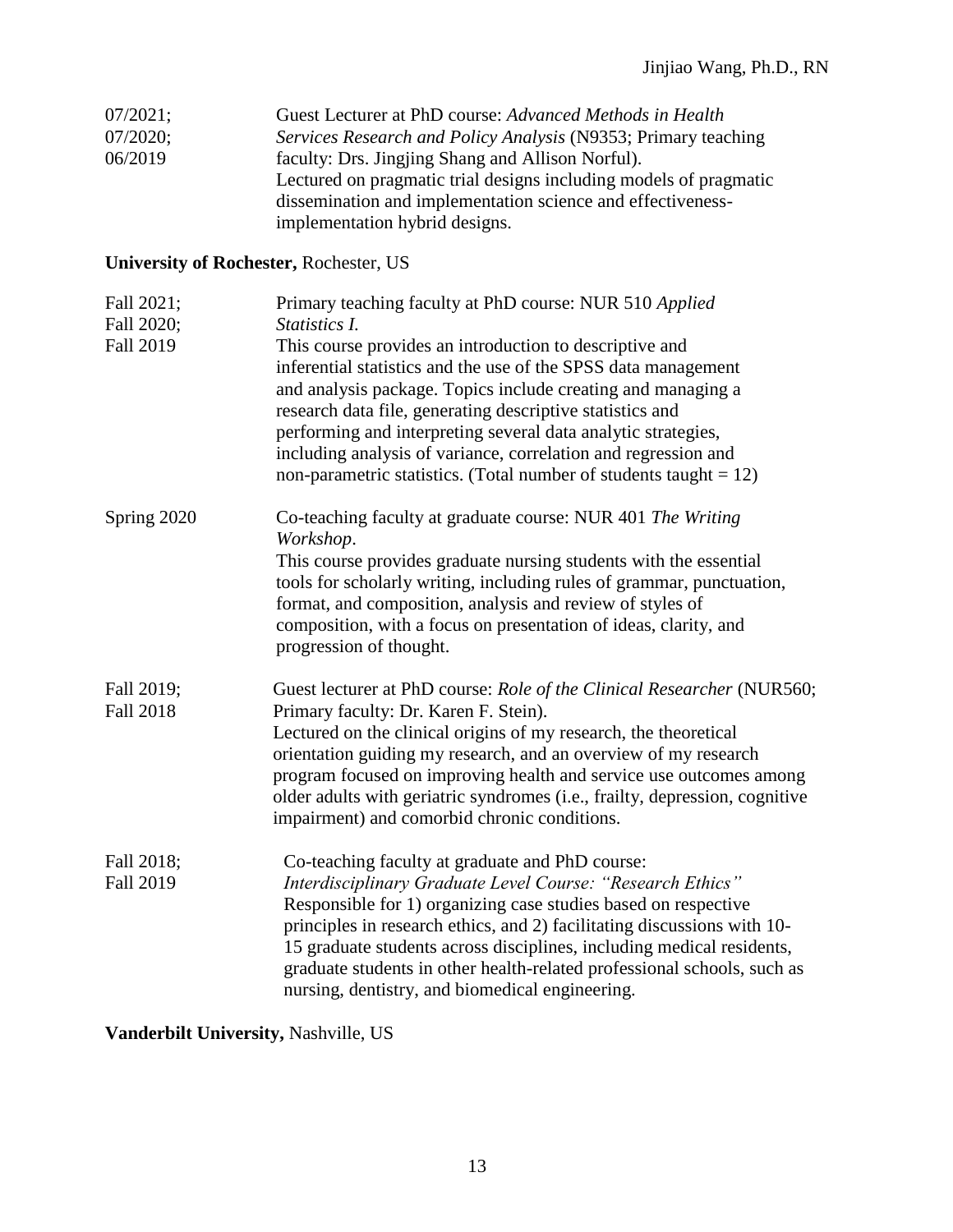07/2021;
07/2020;
06/2019

Guest Lecturer at PhD course: *Advanced Methods in Health Services Research and Policy Analysis* (N9353; Primary teaching faculty: Drs. Jingjing Shang and Allison Norful).
Lectured on pragmatic trial designs including models of pragmatic dissemination and implementation science and effectiveness-implementation hybrid designs.

**University of Rochester,** Rochester, US

Fall 2021;
Fall 2020;
Fall 2019

Primary teaching faculty at PhD course: NUR 510 *Applied Statistics I.*
This course provides an introduction to descriptive and inferential statistics and the use of the SPSS data management and analysis package. Topics include creating and managing a research data file, generating descriptive statistics and performing and interpreting several data analytic strategies, including analysis of variance, correlation and regression and non-parametric statistics. (Total number of students taught = 12)

Spring 2020

Co-teaching faculty at graduate course: NUR 401 *The Writing Workshop*.
This course provides graduate nursing students with the essential tools for scholarly writing, including rules of grammar, punctuation, format, and composition, analysis and review of styles of composition, with a focus on presentation of ideas, clarity, and progression of thought.

Fall 2019;
Fall 2018

Guest lecturer at PhD course: *Role of the Clinical Researcher* (NUR560; Primary faculty: Dr. Karen F. Stein).
Lectured on the clinical origins of my research, the theoretical orientation guiding my research, and an overview of my research program focused on improving health and service use outcomes among older adults with geriatric syndromes (i.e., frailty, depression, cognitive impairment) and comorbid chronic conditions.

Fall 2018;
Fall 2019

Co-teaching faculty at graduate and PhD course:
*Interdisciplinary Graduate Level Course: "Research Ethics"*
Responsible for 1) organizing case studies based on respective principles in research ethics, and 2) facilitating discussions with 10-15 graduate students across disciplines, including medical residents, graduate students in other health-related professional schools, such as nursing, dentistry, and biomedical engineering.

**Vanderbilt University,** Nashville, US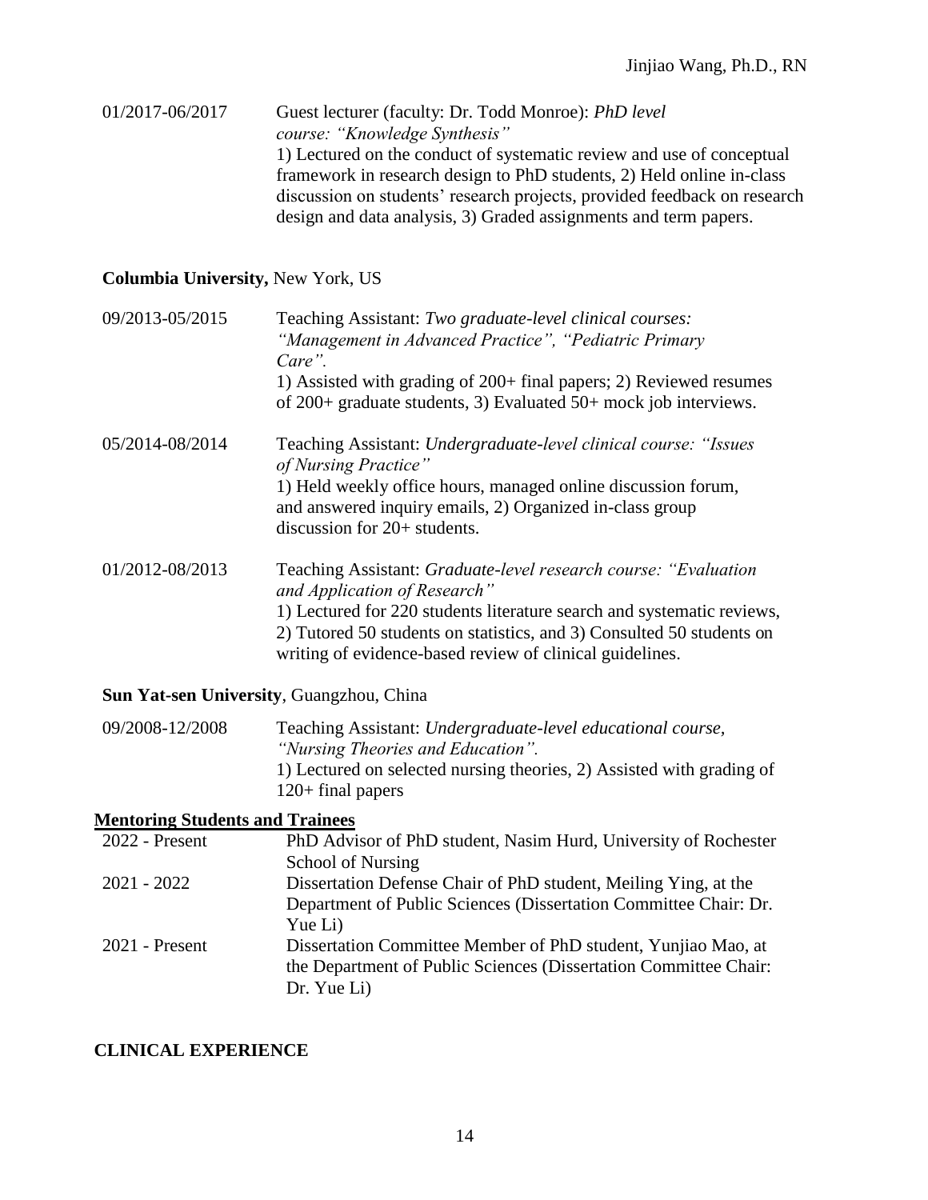01/2017-06/2017 Guest lecturer (faculty: Dr. Todd Monroe): *PhD level course: "Knowledge Synthesis"*
1) Lectured on the conduct of systematic review and use of conceptual framework in research design to PhD students, 2) Held online in-class discussion on students' research projects, provided feedback on research design and data analysis, 3) Graded assignments and term papers.

**Columbia University,** New York, US

09/2013-05/2015 Teaching Assistant: *Two graduate-level clinical courses: "Management in Advanced Practice", "Pediatric Primary Care".*
1) Assisted with grading of 200+ final papers; 2) Reviewed resumes of 200+ graduate students, 3) Evaluated 50+ mock job interviews.

05/2014-08/2014 Teaching Assistant: *Undergraduate-level clinical course: "Issues of Nursing Practice"*
1) Held weekly office hours, managed online discussion forum, and answered inquiry emails, 2) Organized in-class group discussion for 20+ students.

01/2012-08/2013 Teaching Assistant: *Graduate-level research course: "Evaluation and Application of Research"*
1) Lectured for 220 students literature search and systematic reviews, 2) Tutored 50 students on statistics, and 3) Consulted 50 students on writing of evidence-based review of clinical guidelines.

**Sun Yat-sen University**, Guangzhou, China

09/2008-12/2008 Teaching Assistant: *Undergraduate-level educational course, "Nursing Theories and Education".*
1) Lectured on selected nursing theories, 2) Assisted with grading of 120+ final papers

**Mentoring Students and Trainees**

| | |
|---|---|
| 2022 - Present | PhD Advisor of PhD student, Nasim Hurd, University of Rochester School of Nursing |
| 2021 - 2022 | Dissertation Defense Chair of PhD student, Meiling Ying, at the Department of Public Sciences (Dissertation Committee Chair: Dr. Yue Li) |
| 2021 - Present | Dissertation Committee Member of PhD student, Yunjiao Mao, at the Department of Public Sciences (Dissertation Committee Chair: Dr. Yue Li) |

## CLINICAL EXPERIENCE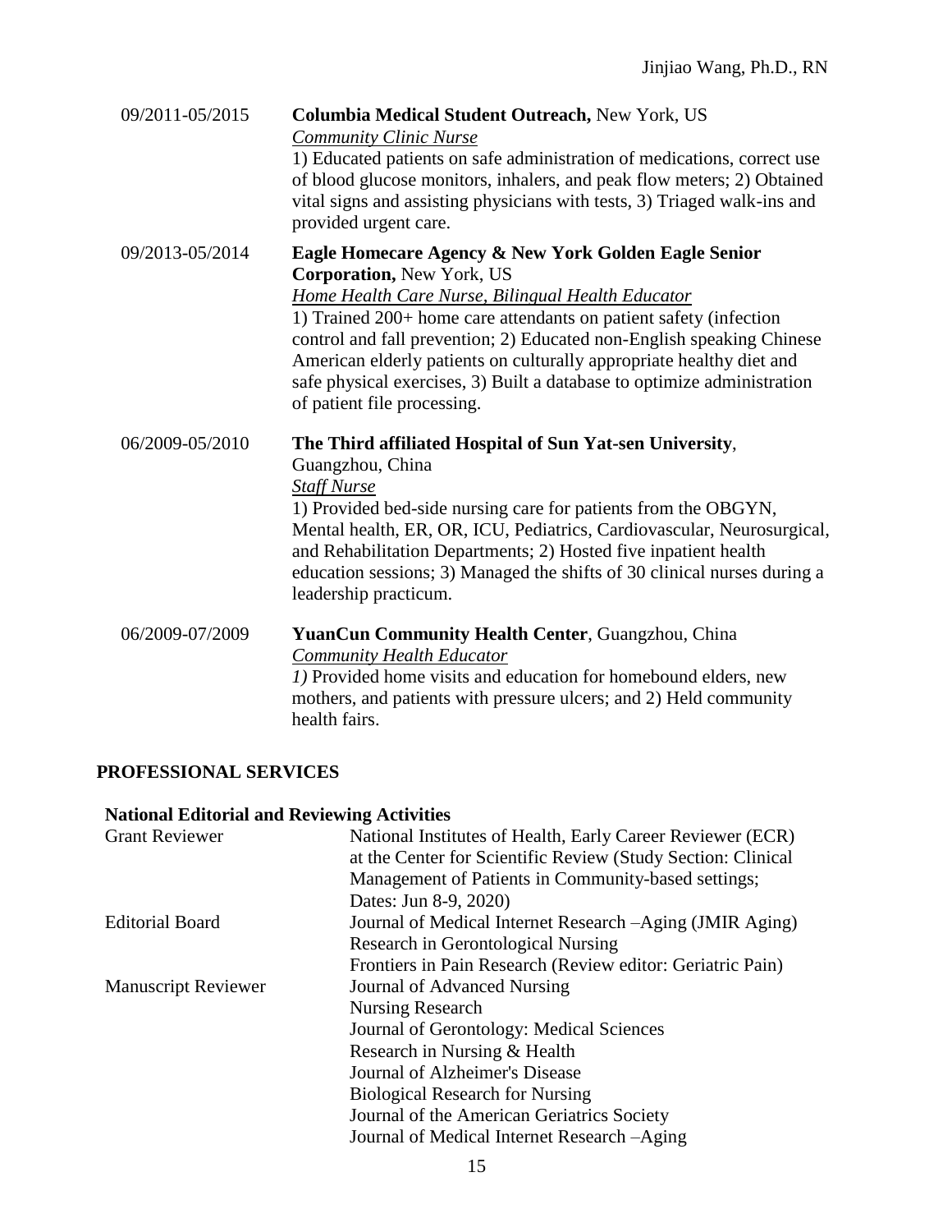09/2011-05/2015 **Columbia Medical Student Outreach,** New York, US
*Community Clinic Nurse*
1) Educated patients on safe administration of medications, correct use of blood glucose monitors, inhalers, and peak flow meters; 2) Obtained vital signs and assisting physicians with tests, 3) Triaged walk-ins and provided urgent care.

09/2013-05/2014 **Eagle Homecare Agency & New York Golden Eagle Senior Corporation,** New York, US
*Home Health Care Nurse, Bilingual Health Educator*
1) Trained 200+ home care attendants on patient safety (infection control and fall prevention; 2) Educated non-English speaking Chinese American elderly patients on culturally appropriate healthy diet and safe physical exercises, 3) Built a database to optimize administration of patient file processing.

06/2009-05/2010 **The Third affiliated Hospital of Sun Yat-sen University**, Guangzhou, China
*Staff Nurse*
1) Provided bed-side nursing care for patients from the OBGYN, Mental health, ER, OR, ICU, Pediatrics, Cardiovascular, Neurosurgical, and Rehabilitation Departments; 2) Hosted five inpatient health education sessions; 3) Managed the shifts of 30 clinical nurses during a leadership practicum.

06/2009-07/2009 **YuanCun Community Health Center**, Guangzhou, China
*Community Health Educator*
*1)* Provided home visits and education for homebound elders, new mothers, and patients with pressure ulcers; and 2) Held community health fairs.

## PROFESSIONAL SERVICES

### National Editorial and Reviewing Activities

Grant Reviewer
National Institutes of Health, Early Career Reviewer (ECR) at the Center for Scientific Review (Study Section: Clinical Management of Patients in Community-based settings; Dates: Jun 8-9, 2020)

Editorial Board
Journal of Medical Internet Research –Aging (JMIR Aging)
Research in Gerontological Nursing
Frontiers in Pain Research (Review editor: Geriatric Pain)

Manuscript Reviewer
Journal of Advanced Nursing
Nursing Research
Journal of Gerontology: Medical Sciences
Research in Nursing & Health
Journal of Alzheimer's Disease
Biological Research for Nursing
Journal of the American Geriatrics Society
Journal of Medical Internet Research –Aging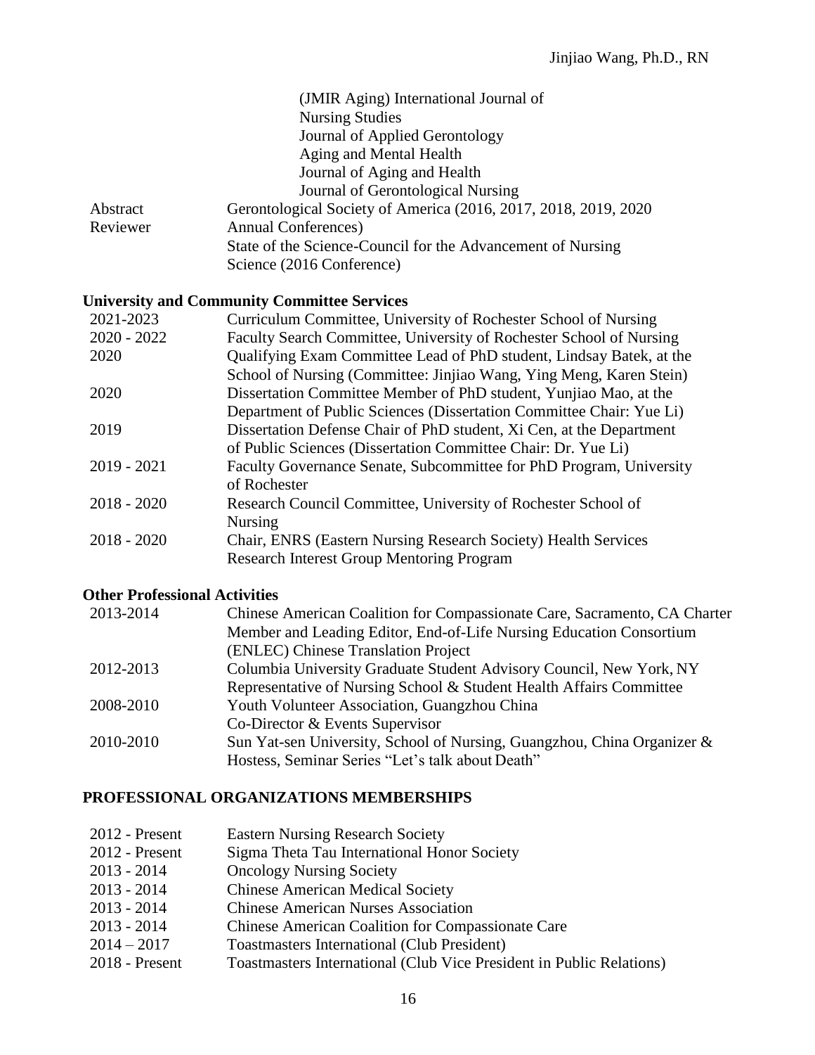| | |
|---|---|
| | (JMIR Aging) International Journal of Nursing Studies |
| | Journal of Applied Gerontology |
| | Aging and Mental Health |
| | Journal of Aging and Health |
| | Journal of Gerontological Nursing |
| Abstract Reviewer | Gerontological Society of America (2016, 2017, 2018, 2019, 2020 Annual Conferences) |
| | State of the Science-Council for the Advancement of Nursing Science (2016 Conference) |

**University and Community Committee Services**

| | |
|---|---|
| 2021-2023 | Curriculum Committee, University of Rochester School of Nursing |
| 2020 - 2022 | Faculty Search Committee, University of Rochester School of Nursing |
| 2020 | Qualifying Exam Committee Lead of PhD student, Lindsay Batek, at the School of Nursing (Committee: Jinjiao Wang, Ying Meng, Karen Stein) |
| 2020 | Dissertation Committee Member of PhD student, Yunjiao Mao, at the Department of Public Sciences (Dissertation Committee Chair: Yue Li) |
| 2019 | Dissertation Defense Chair of PhD student, Xi Cen, at the Department of Public Sciences (Dissertation Committee Chair: Dr. Yue Li) |
| 2019 - 2021 | Faculty Governance Senate, Subcommittee for PhD Program, University of Rochester |
| 2018 - 2020 | Research Council Committee, University of Rochester School of Nursing |
| 2018 - 2020 | Chair, ENRS (Eastern Nursing Research Society) Health Services Research Interest Group Mentoring Program |

**Other Professional Activities**

| | |
|---|---|
| 2013-2014 | Chinese American Coalition for Compassionate Care, Sacramento, CA Charter Member and Leading Editor, End-of-Life Nursing Education Consortium (ENLEC) Chinese Translation Project |
| 2012-2013 | Columbia University Graduate Student Advisory Council, New York, NY Representative of Nursing School & Student Health Affairs Committee |
| 2008-2010 | Youth Volunteer Association, Guangzhou China Co-Director & Events Supervisor |
| 2010-2010 | Sun Yat-sen University, School of Nursing, Guangzhou, China Organizer & Hostess, Seminar Series "Let's talk about Death" |

## PROFESSIONAL ORGANIZATIONS MEMBERSHIPS

| | |
|---|---|
| 2012 - Present | Eastern Nursing Research Society |
| 2012 - Present | Sigma Theta Tau International Honor Society |
| 2013 - 2014 | Oncology Nursing Society |
| 2013 - 2014 | Chinese American Medical Society |
| 2013 - 2014 | Chinese American Nurses Association |
| 2013 - 2014 | Chinese American Coalition for Compassionate Care |
| 2014 – 2017 | Toastmasters International (Club President) |
| 2018 - Present | Toastmasters International (Club Vice President in Public Relations) |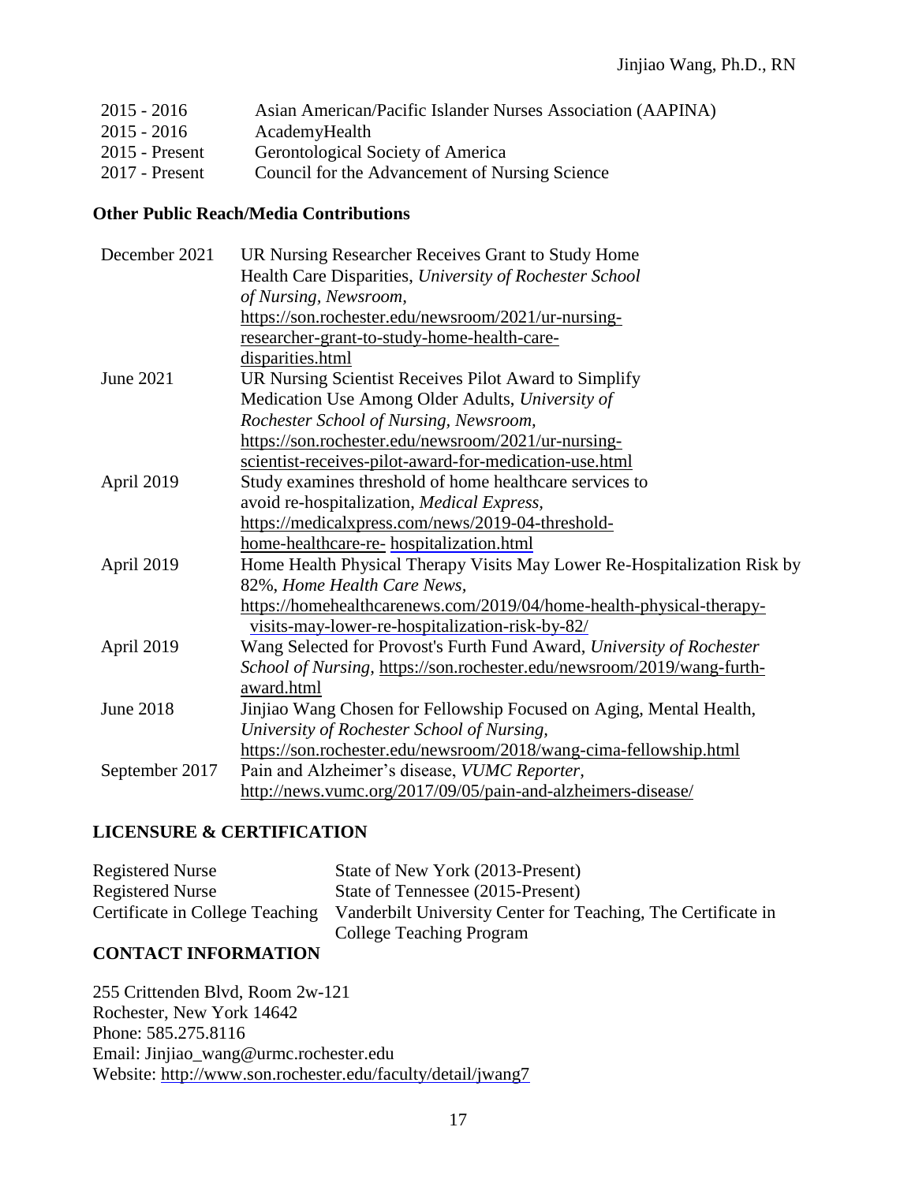| | |
|---|---|
| 2015 - 2016 | Asian American/Pacific Islander Nurses Association (AAPINA) |
| 2015 - 2016 | AcademyHealth |
| 2015 - Present | Gerontological Society of America |
| 2017 - Present | Council for the Advancement of Nursing Science |

**Other Public Reach/Media Contributions**

| | |
|---|---|
| December 2021 | UR Nursing Researcher Receives Grant to Study Home Health Care Disparities, *University of Rochester School of Nursing, Newsroom,* https://son.rochester.edu/newsroom/2021/ur-nursing-researcher-grant-to-study-home-health-care-disparities.html |
| June 2021 | UR Nursing Scientist Receives Pilot Award to Simplify Medication Use Among Older Adults, *University of Rochester School of Nursing, Newsroom,* https://son.rochester.edu/newsroom/2021/ur-nursing-scientist-receives-pilot-award-for-medication-use.html |
| April 2019 | Study examines threshold of home healthcare services to avoid re-hospitalization, *Medical Express,* https://medicalxpress.com/news/2019-04-threshold-home-healthcare-re- hospitalization.html |
| April 2019 | Home Health Physical Therapy Visits May Lower Re-Hospitalization Risk by 82%, *Home Health Care News,* https://homehealthcarenews.com/2019/04/home-health-physical-therapy-visits-may-lower-re-hospitalization-risk-by-82/ |
| April 2019 | Wang Selected for Provost's Furth Fund Award, *University of Rochester School of Nursing,* https://son.rochester.edu/newsroom/2019/wang-furth-award.html |
| June 2018 | Jinjiao Wang Chosen for Fellowship Focused on Aging, Mental Health, *University of Rochester School of Nursing,* https://son.rochester.edu/newsroom/2018/wang-cima-fellowship.html |
| September 2017 | Pain and Alzheimer's disease, *VUMC Reporter,* http://news.vumc.org/2017/09/05/pain-and-alzheimers-disease/ |

## LICENSURE & CERTIFICATION

| | |
|---|---|
| Registered Nurse | State of New York (2013-Present) |
| Registered Nurse | State of Tennessee (2015-Present) |
| Certificate in College Teaching | Vanderbilt University Center for Teaching, The Certificate in College Teaching Program |

## CONTACT INFORMATION

255 Crittenden Blvd, Room 2w-121
Rochester, New York 14642
Phone: 585.275.8116
Email: Jinjiao_wang@urmc.rochester.edu
Website: http://www.son.rochester.edu/faculty/detail/jwang7